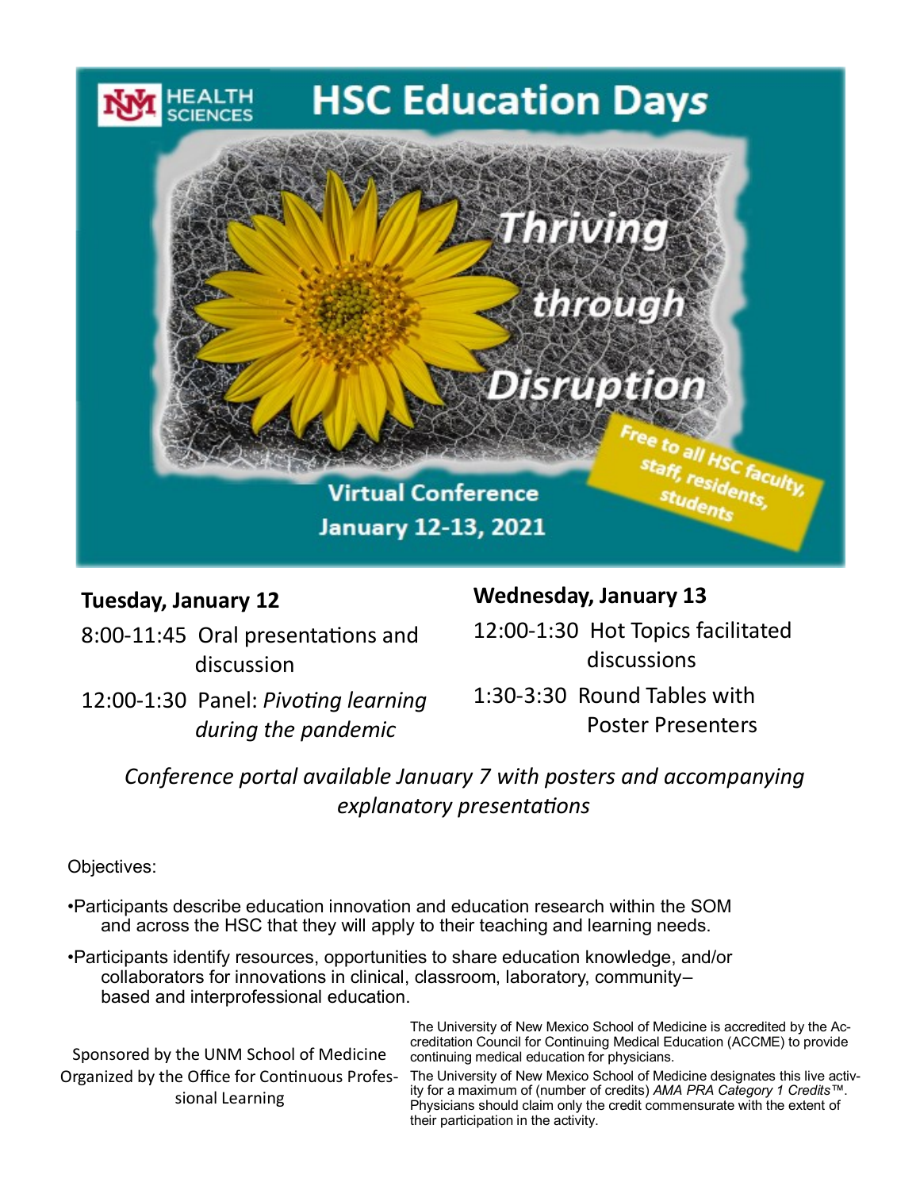UNM HEALTH SCIENCES

# HSC Education Days

## *Thriving through Disruption*

Virtual Conference
January 12-13, 2021

Free to all HSC faculty, staff, residents, students

### Tuesday, January 12

8:00-11:45 Oral presentations and discussion

12:00-1:30 Panel: *Pivoting learning during the pandemic*

### Wednesday, January 13

12:00-1:30 Hot Topics facilitated discussions

1:30-3:30 Round Tables with Poster Presenters

*Conference portal available January 7 with posters and accompanying explanatory presentations*

Objectives:

- Participants describe education innovation and education research within the SOM and across the HSC that they will apply to their teaching and learning needs.
- Participants identify resources, opportunities to share education knowledge, and/or collaborators for innovations in clinical, classroom, laboratory, community–based and interprofessional education.

Sponsored by the UNM School of Medicine
Organized by the Office for Continuous Professional Learning

The University of New Mexico School of Medicine is accredited by the Accreditation Council for Continuing Medical Education (ACCME) to provide continuing medical education for physicians.

The University of New Mexico School of Medicine designates this live activity for a maximum of (number of credits) *AMA PRA Category 1 Credits*™. Physicians should claim only the credit commensurate with the extent of their participation in the activity.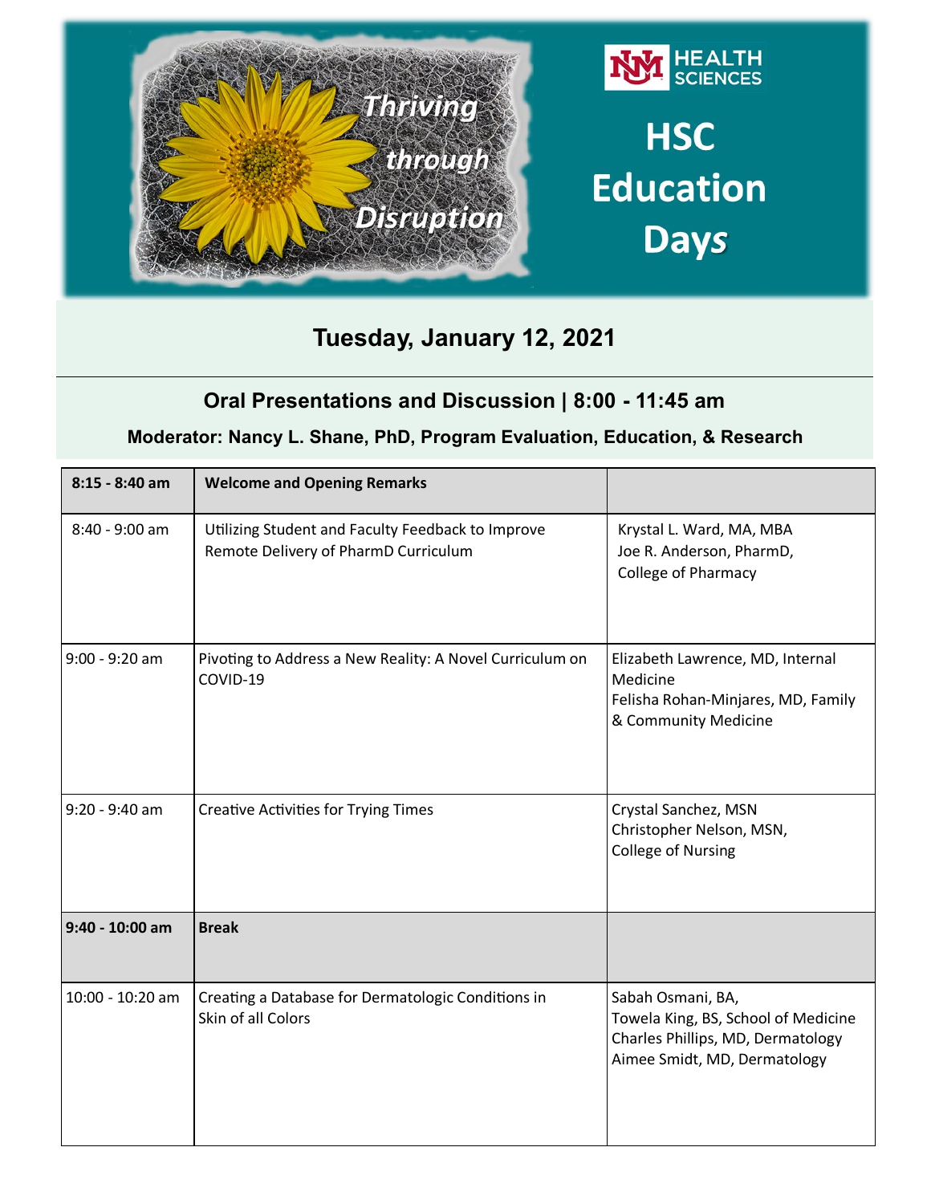Thriving through Disruption

HEALTH SCIENCES

# HSC Education Days

## Tuesday, January 12, 2021

### Oral Presentations and Discussion | 8:00 - 11:45 am

**Moderator: Nancy L. Shane, PhD, Program Evaluation, Education, & Research**

| **8:15 - 8:40 am** | **Welcome and Opening Remarks** | |
|---|---|---|
| 8:40 - 9:00 am | Utilizing Student and Faculty Feedback to Improve Remote Delivery of PharmD Curriculum | Krystal L. Ward, MA, MBA<br>Joe R. Anderson, PharmD,<br>College of Pharmacy |
| 9:00 - 9:20 am | Pivoting to Address a New Reality: A Novel Curriculum on COVID-19 | Elizabeth Lawrence, MD, Internal Medicine<br>Felisha Rohan-Minjares, MD, Family & Community Medicine |
| 9:20 - 9:40 am | Creative Activities for Trying Times | Crystal Sanchez, MSN<br>Christopher Nelson, MSN,<br>College of Nursing |
| **9:40 - 10:00 am** | **Break** | |
| 10:00 - 10:20 am | Creating a Database for Dermatologic Conditions in Skin of all Colors | Sabah Osmani, BA,<br>Towela King, BS, School of Medicine<br>Charles Phillips, MD, Dermatology<br>Aimee Smidt, MD, Dermatology |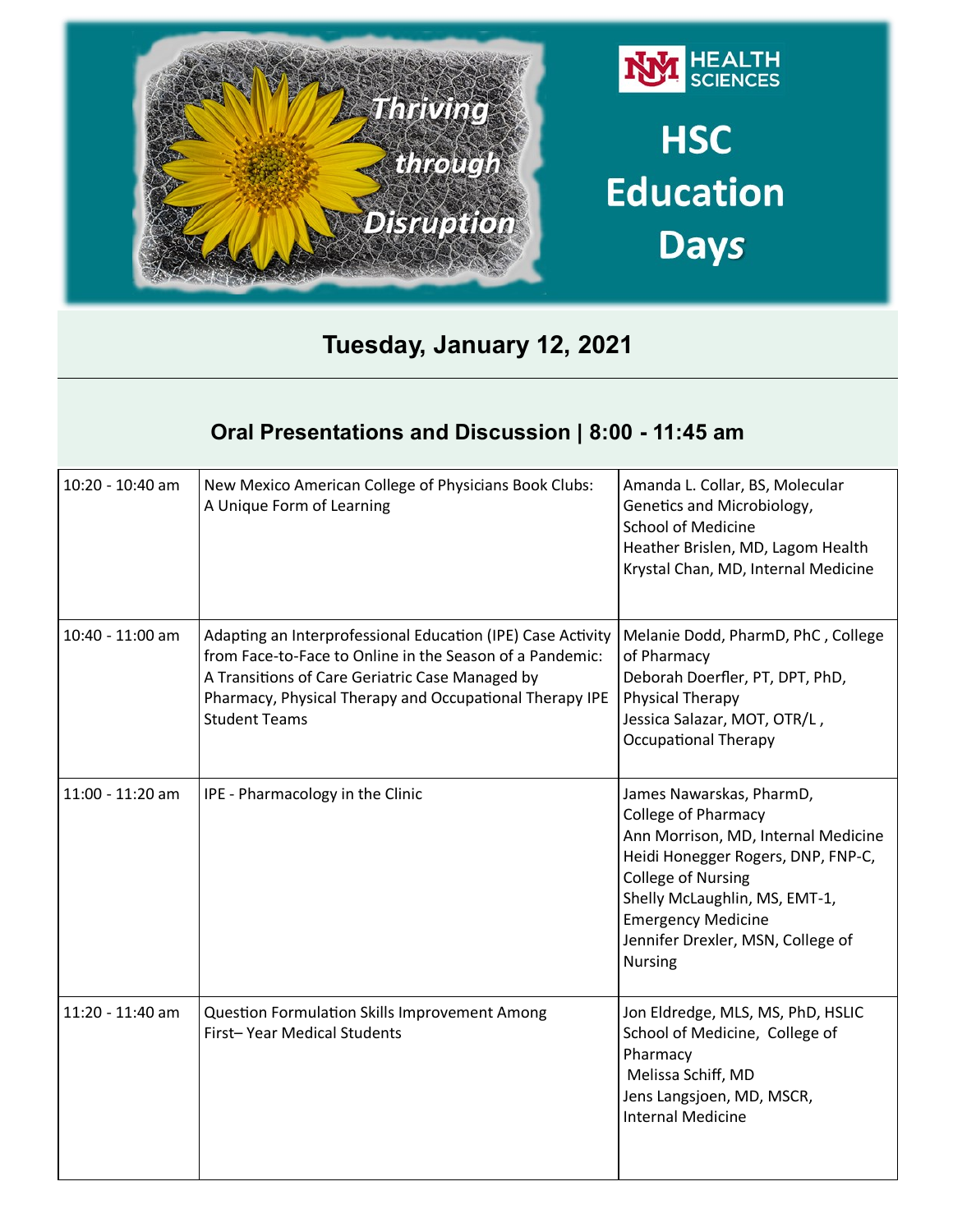Thriving through Disruption

HSC Education Days

## Tuesday, January 12, 2021

### Oral Presentations and Discussion | 8:00 - 11:45 am

| | | |
|---|---|---|
| 10:20 - 10:40 am | New Mexico American College of Physicians Book Clubs: A Unique Form of Learning | Amanda L. Collar, BS, Molecular Genetics and Microbiology, School of Medicine<br>Heather Brislen, MD, Lagom Health<br>Krystal Chan, MD, Internal Medicine |
| 10:40 - 11:00 am | Adapting an Interprofessional Education (IPE) Case Activity from Face-to-Face to Online in the Season of a Pandemic: A Transitions of Care Geriatric Case Managed by Pharmacy, Physical Therapy and Occupational Therapy IPE Student Teams | Melanie Dodd, PharmD, PhC , College of Pharmacy<br>Deborah Doerfler, PT, DPT, PhD, Physical Therapy<br>Jessica Salazar, MOT, OTR/L , Occupational Therapy |
| 11:00 - 11:20 am | IPE - Pharmacology in the Clinic | James Nawarskas, PharmD, College of Pharmacy<br>Ann Morrison, MD, Internal Medicine<br>Heidi Honegger Rogers, DNP, FNP-C, College of Nursing<br>Shelly McLaughlin, MS, EMT-1, Emergency Medicine<br>Jennifer Drexler, MSN, College of Nursing |
| 11:20 - 11:40 am | Question Formulation Skills Improvement Among First– Year Medical Students | Jon Eldredge, MLS, MS, PhD, HSLIC School of Medicine, College of Pharmacy<br>Melissa Schiff, MD<br>Jens Langsjoen, MD, MSCR, Internal Medicine |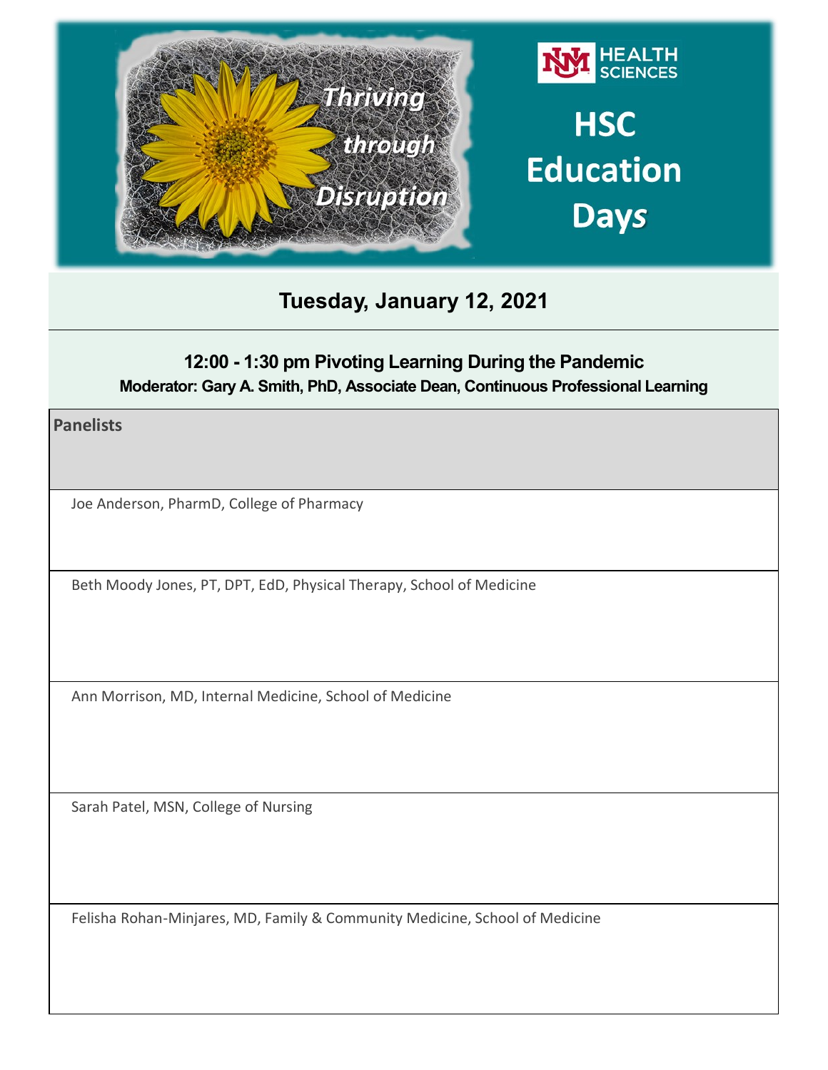Thriving through Disruption

HEALTH SCIENCES

# HSC Education Days

## Tuesday, January 12, 2021

### 12:00 - 1:30 pm Pivoting Learning During the Pandemic

**Moderator: Gary A. Smith, PhD, Associate Dean, Continuous Professional Learning**

| Panelists |
| --- |
| Joe Anderson, PharmD, College of Pharmacy |
| Beth Moody Jones, PT, DPT, EdD, Physical Therapy, School of Medicine |
| Ann Morrison, MD, Internal Medicine, School of Medicine |
| Sarah Patel, MSN, College of Nursing |
| Felisha Rohan-Minjares, MD, Family & Community Medicine, School of Medicine |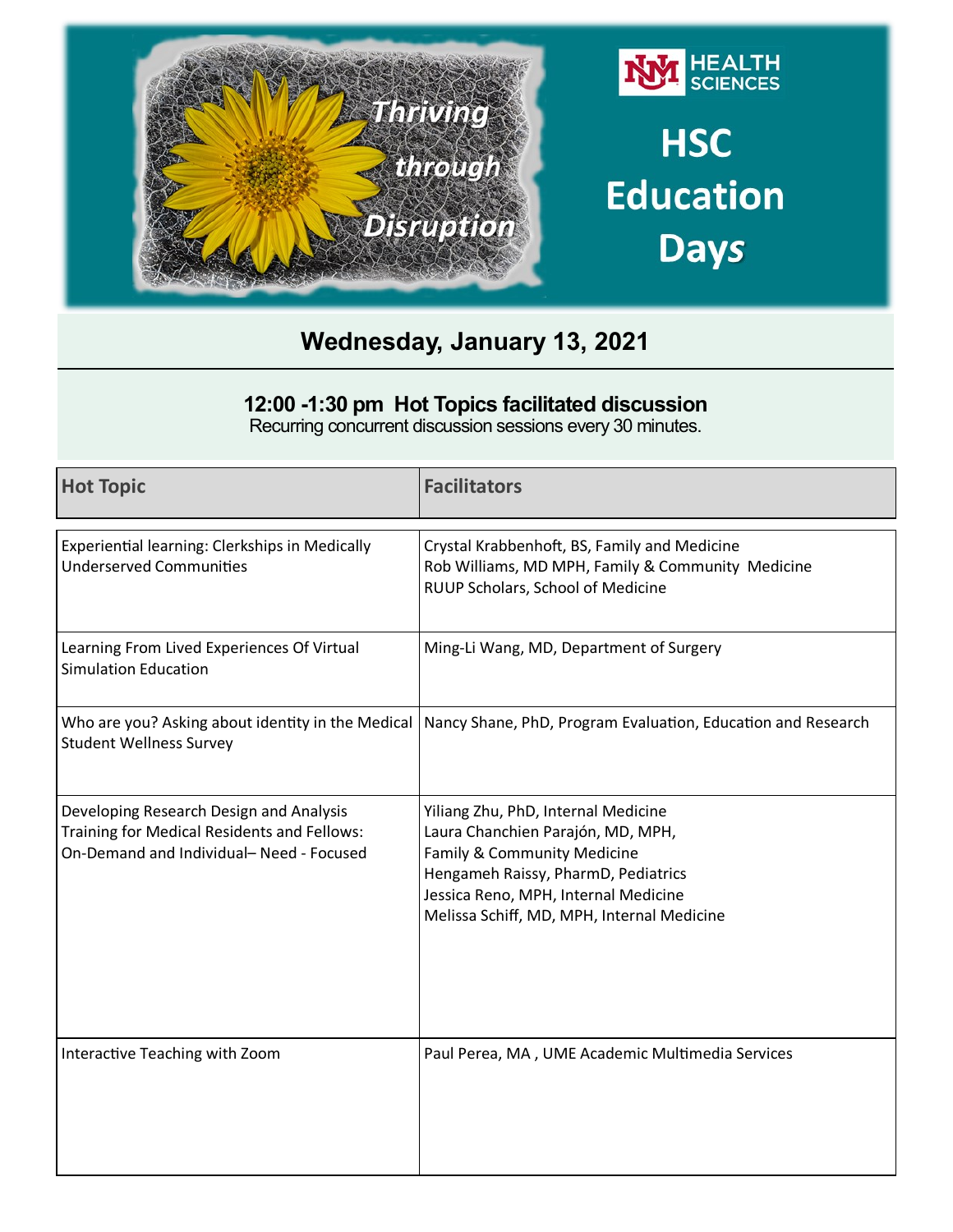Thriving through Disruption

HSC Education Days

## Wednesday, January 13, 2021

### 12:00 -1:30 pm Hot Topics facilitated discussion

Recurring concurrent discussion sessions every 30 minutes.

| Hot Topic | Facilitators |
|---|---|
| Experiential learning: Clerkships in Medically Underserved Communities | Crystal Krabbenhoft, BS, Family and Medicine<br>Rob Williams, MD MPH, Family & Community Medicine<br>RUUP Scholars, School of Medicine |
| Learning From Lived Experiences Of Virtual Simulation Education | Ming-Li Wang, MD, Department of Surgery |
| Who are you? Asking about identity in the Medical Student Wellness Survey | Nancy Shane, PhD, Program Evaluation, Education and Research |
| Developing Research Design and Analysis Training for Medical Residents and Fellows: On-Demand and Individual– Need - Focused | Yiliang Zhu, PhD, Internal Medicine<br>Laura Chanchien Parajón, MD, MPH, Family & Community Medicine<br>Hengameh Raissy, PharmD, Pediatrics<br>Jessica Reno, MPH, Internal Medicine<br>Melissa Schiff, MD, MPH, Internal Medicine |
| Interactive Teaching with Zoom | Paul Perea, MA , UME Academic Multimedia Services |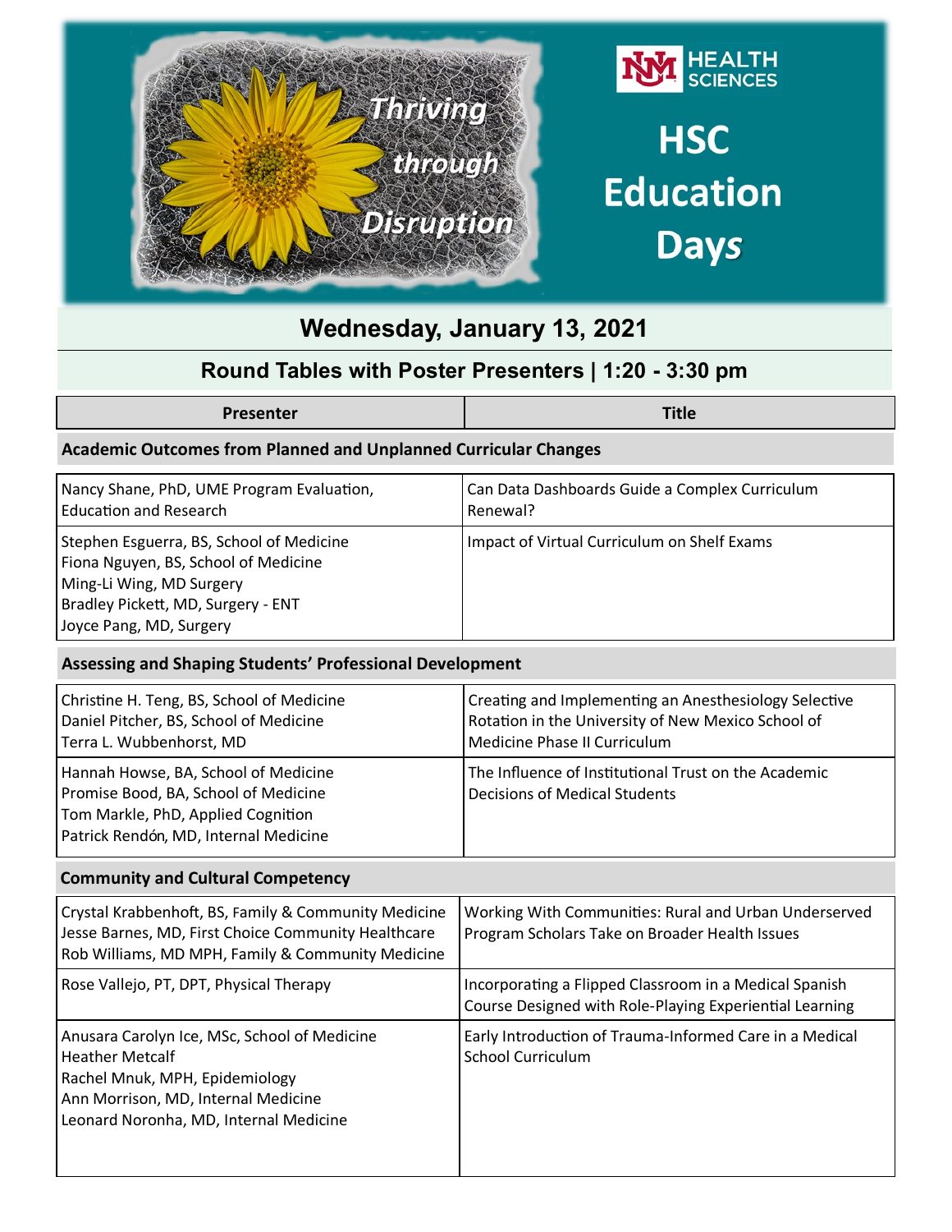# HSC Education Days

*Thriving through Disruption*

HEALTH SCIENCES

## Wednesday, January 13, 2021

## Round Tables with Poster Presenters | 1:20 - 3:30 pm

| Presenter | Title |
|---|---|
| **Academic Outcomes from Planned and Unplanned Curricular Changes** | |
| Nancy Shane, PhD, UME Program Evaluation, Education and Research | Can Data Dashboards Guide a Complex Curriculum Renewal? |
| Stephen Esguerra, BS, School of Medicine<br>Fiona Nguyen, BS, School of Medicine<br>Ming-Li Wing, MD Surgery<br>Bradley Pickett, MD, Surgery - ENT<br>Joyce Pang, MD, Surgery | Impact of Virtual Curriculum on Shelf Exams |
| **Assessing and Shaping Students' Professional Development** | |
| Christine H. Teng, BS, School of Medicine<br>Daniel Pitcher, BS, School of Medicine<br>Terra L. Wubbenhorst, MD | Creating and Implementing an Anesthesiology Selective Rotation in the University of New Mexico School of Medicine Phase II Curriculum |
| Hannah Howse, BA, School of Medicine<br>Promise Bood, BA, School of Medicine<br>Tom Markle, PhD, Applied Cognition<br>Patrick Rendón, MD, Internal Medicine | The Influence of Institutional Trust on the Academic Decisions of Medical Students |
| **Community and Cultural Competency** | |
| Crystal Krabbenhoft, BS, Family & Community Medicine<br>Jesse Barnes, MD, First Choice Community Healthcare<br>Rob Williams, MD MPH, Family & Community Medicine | Working With Communities: Rural and Urban Underserved Program Scholars Take on Broader Health Issues |
| Rose Vallejo, PT, DPT, Physical Therapy | Incorporating a Flipped Classroom in a Medical Spanish Course Designed with Role-Playing Experiential Learning |
| Anusara Carolyn Ice, MSc, School of Medicine<br>Heather Metcalf<br>Rachel Mnuk, MPH, Epidemiology<br>Ann Morrison, MD, Internal Medicine<br>Leonard Noronha, MD, Internal Medicine | Early Introduction of Trauma-Informed Care in a Medical School Curriculum |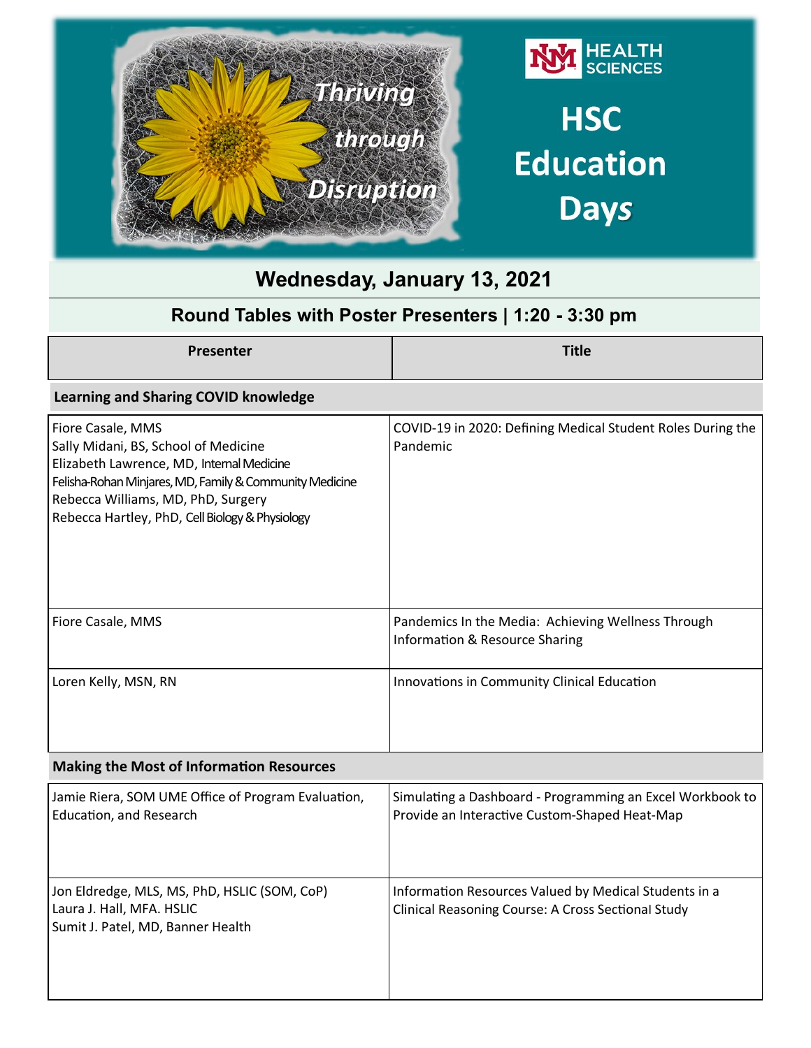Thriving through Disruption

HEALTH SCIENCES

# HSC Education Days

## Wednesday, January 13, 2021

## Round Tables with Poster Presenters | 1:20 - 3:30 pm

| Presenter | Title |
|---|---|
| **Learning and Sharing COVID knowledge** | |
| Fiore Casale, MMS<br>Sally Midani, BS, School of Medicine<br>Elizabeth Lawrence, MD, Internal Medicine<br>Felisha-Rohan Minjares, MD, Family & Community Medicine<br>Rebecca Williams, MD, PhD, Surgery<br>Rebecca Hartley, PhD, Cell Biology & Physiology | COVID-19 in 2020: Defining Medical Student Roles During the Pandemic |
| Fiore Casale, MMS | Pandemics In the Media: Achieving Wellness Through Information & Resource Sharing |
| Loren Kelly, MSN, RN | Innovations in Community Clinical Education |
| **Making the Most of Information Resources** | |
| Jamie Riera, SOM UME Office of Program Evaluation, Education, and Research | Simulating a Dashboard - Programming an Excel Workbook to Provide an Interactive Custom-Shaped Heat-Map |
| Jon Eldredge, MLS, MS, PhD, HSLIC (SOM, CoP)<br>Laura J. Hall, MFA. HSLIC<br>Sumit J. Patel, MD, Banner Health | Information Resources Valued by Medical Students in a Clinical Reasoning Course: A Cross Sectional Study |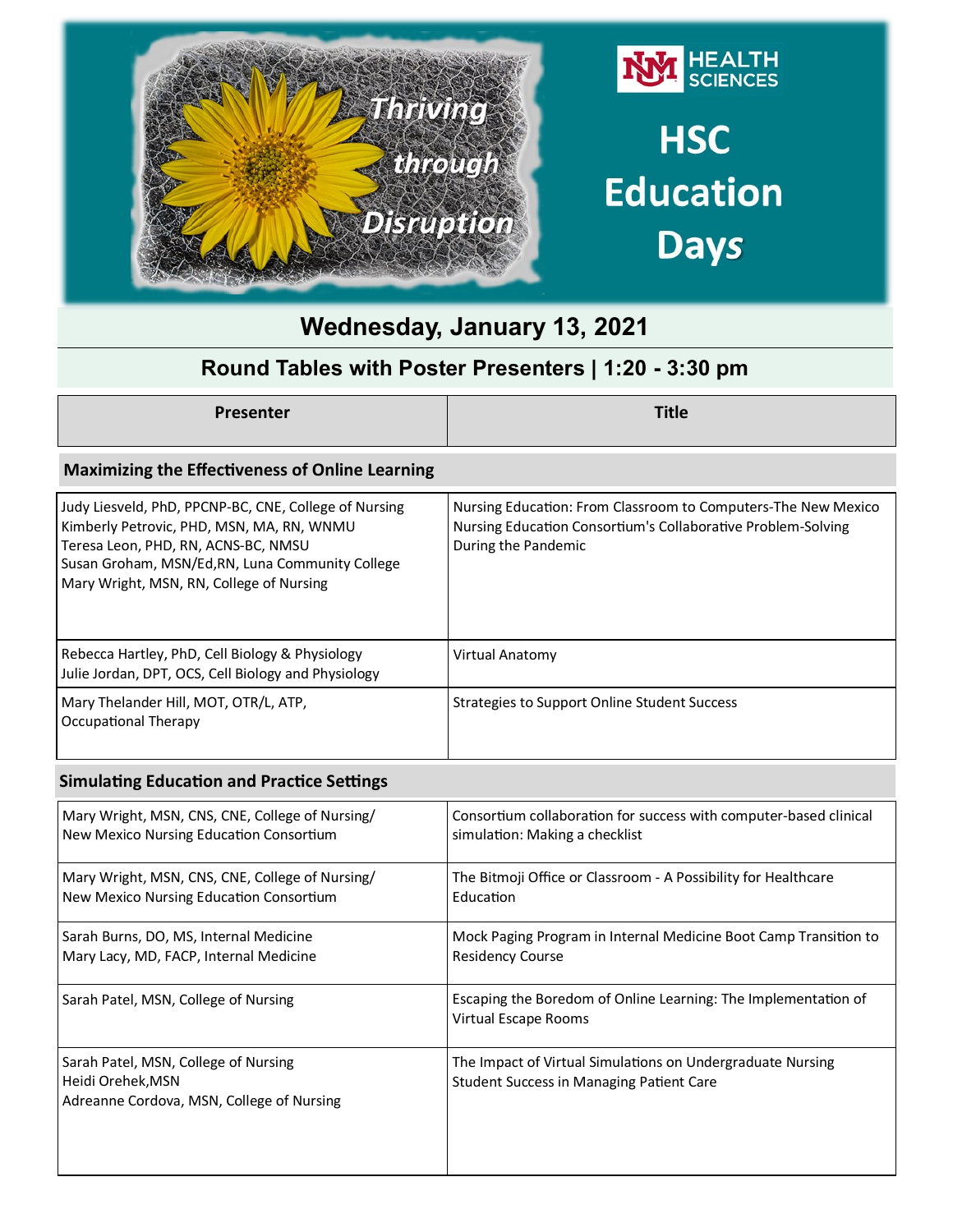Thriving through Disruption

HSC Education Days

## Wednesday, January 13, 2021

### Round Tables with Poster Presenters | 1:20 - 3:30 pm

| Presenter | Title |
|---|---|
| **Maximizing the Effectiveness of Online Learning** | |
| Judy Liesveld, PhD, PPCNP-BC, CNE, College of Nursing<br>Kimberly Petrovic, PHD, MSN, MA, RN, WNMU<br>Teresa Leon, PHD, RN, ACNS-BC, NMSU<br>Susan Groham, MSN/Ed,RN, Luna Community College<br>Mary Wright, MSN, RN, College of Nursing | Nursing Education: From Classroom to Computers-The New Mexico Nursing Education Consortium's Collaborative Problem-Solving During the Pandemic |
| Rebecca Hartley, PhD, Cell Biology & Physiology<br>Julie Jordan, DPT, OCS, Cell Biology and Physiology | Virtual Anatomy |
| Mary Thelander Hill, MOT, OTR/L, ATP,<br>Occupational Therapy | Strategies to Support Online Student Success |
| **Simulating Education and Practice Settings** | |
| Mary Wright, MSN, CNS, CNE, College of Nursing/<br>New Mexico Nursing Education Consortium | Consortium collaboration for success with computer-based clinical simulation: Making a checklist |
| Mary Wright, MSN, CNS, CNE, College of Nursing/<br>New Mexico Nursing Education Consortium | The Bitmoji Office or Classroom - A Possibility for Healthcare Education |
| Sarah Burns, DO, MS, Internal Medicine<br>Mary Lacy, MD, FACP, Internal Medicine | Mock Paging Program in Internal Medicine Boot Camp Transition to Residency Course |
| Sarah Patel, MSN, College of Nursing | Escaping the Boredom of Online Learning: The Implementation of Virtual Escape Rooms |
| Sarah Patel, MSN, College of Nursing<br>Heidi Orehek,MSN<br>Adreanne Cordova, MSN, College of Nursing | The Impact of Virtual Simulations on Undergraduate Nursing Student Success in Managing Patient Care |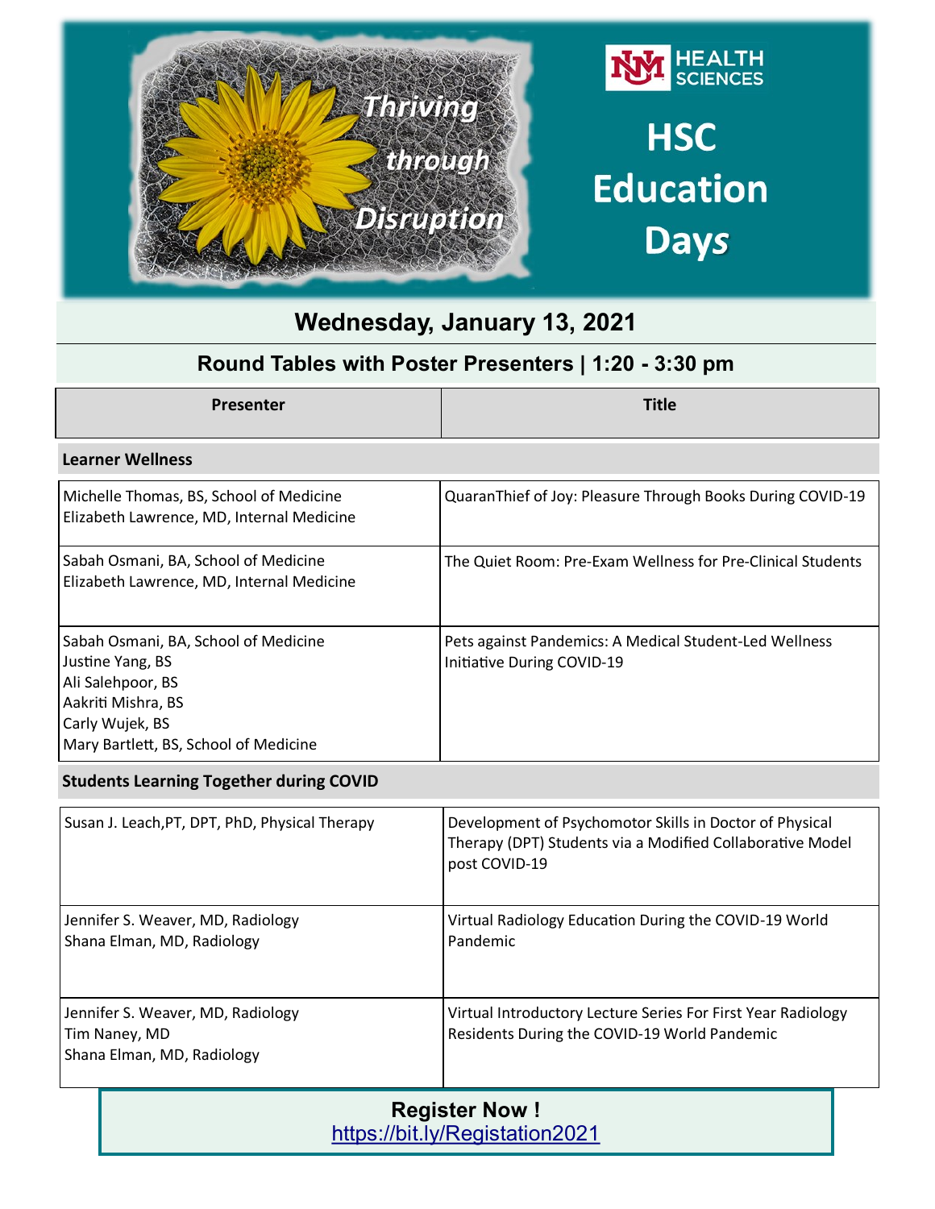Thriving through Disruption

HEALTH SCIENCES

# HSC Education Days

## Wednesday, January 13, 2021

## Round Tables with Poster Presenters | 1:20 - 3:30 pm

| Presenter | Title |
|---|---|
| **Learner Wellness** | |
| Michelle Thomas, BS, School of Medicine<br>Elizabeth Lawrence, MD, Internal Medicine | QuaranThief of Joy: Pleasure Through Books During COVID-19 |
| Sabah Osmani, BA, School of Medicine<br>Elizabeth Lawrence, MD, Internal Medicine | The Quiet Room: Pre-Exam Wellness for Pre-Clinical Students |
| Sabah Osmani, BA, School of Medicine<br>Justine Yang, BS<br>Ali Salehpoor, BS<br>Aakriti Mishra, BS<br>Carly Wujek, BS<br>Mary Bartlett, BS, School of Medicine | Pets against Pandemics: A Medical Student-Led Wellness Initiative During COVID-19 |
| **Students Learning Together during COVID** | |
| Susan J. Leach,PT, DPT, PhD, Physical Therapy | Development of Psychomotor Skills in Doctor of Physical Therapy (DPT) Students via a Modified Collaborative Model post COVID-19 |
| Jennifer S. Weaver, MD, Radiology<br>Shana Elman, MD, Radiology | Virtual Radiology Education During the COVID-19 World Pandemic |
| Jennifer S. Weaver, MD, Radiology<br>Tim Naney, MD<br>Shana Elman, MD, Radiology | Virtual Introductory Lecture Series For First Year Radiology Residents During the COVID-19 World Pandemic |

**Register Now !**
https://bit.ly/Registation2021